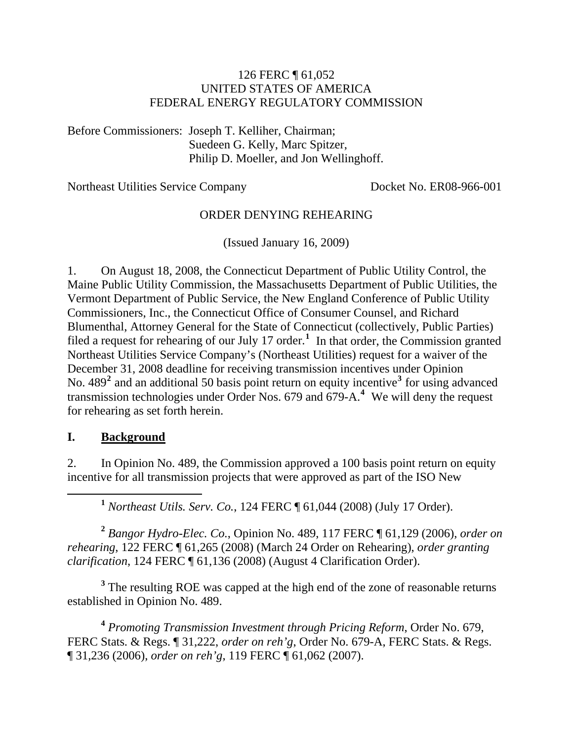126 FERC ¶ 61,052
UNITED STATES OF AMERICA
FEDERAL ENERGY REGULATORY COMMISSION

Before Commissioners: Joseph T. Kelliher, Chairman;
Suedeen G. Kelly, Marc Spitzer,
Philip D. Moeller, and Jon Wellinghoff.

Northeast Utilities Service Company Docket No. ER08-966-001

ORDER DENYING REHEARING

(Issued January 16, 2009)

1. On August 18, 2008, the Connecticut Department of Public Utility Control, the Maine Public Utility Commission, the Massachusetts Department of Public Utilities, the Vermont Department of Public Service, the New England Conference of Public Utility Commissioners, Inc., the Connecticut Office of Consumer Counsel, and Richard Blumenthal, Attorney General for the State of Connecticut (collectively, Public Parties) filed a request for rehearing of our July 17 order.[1] In that order, the Commission granted Northeast Utilities Service Company's (Northeast Utilities) request for a waiver of the December 31, 2008 deadline for receiving transmission incentives under Opinion No. 489[2] and an additional 50 basis point return on equity incentive[3] for using advanced transmission technologies under Order Nos. 679 and 679-A.[4] We will deny the request for rehearing as set forth herein.

## I. Background

2. In Opinion No. 489, the Commission approved a 100 basis point return on equity incentive for all transmission projects that were approved as part of the ISO New

---

[1] *Northeast Utils. Serv. Co.*, 124 FERC ¶ 61,044 (2008) (July 17 Order).

[2] *Bangor Hydro-Elec. Co.*, Opinion No. 489, 117 FERC ¶ 61,129 (2006), *order on rehearing*, 122 FERC ¶ 61,265 (2008) (March 24 Order on Rehearing), *order granting clarification*, 124 FERC ¶ 61,136 (2008) (August 4 Clarification Order).

[3] The resulting ROE was capped at the high end of the zone of reasonable returns established in Opinion No. 489.

[4] *Promoting Transmission Investment through Pricing Reform*, Order No. 679, FERC Stats. & Regs. ¶ 31,222, *order on reh'g*, Order No. 679-A, FERC Stats. & Regs. ¶ 31,236 (2006), *order on reh'g*, 119 FERC ¶ 61,062 (2007).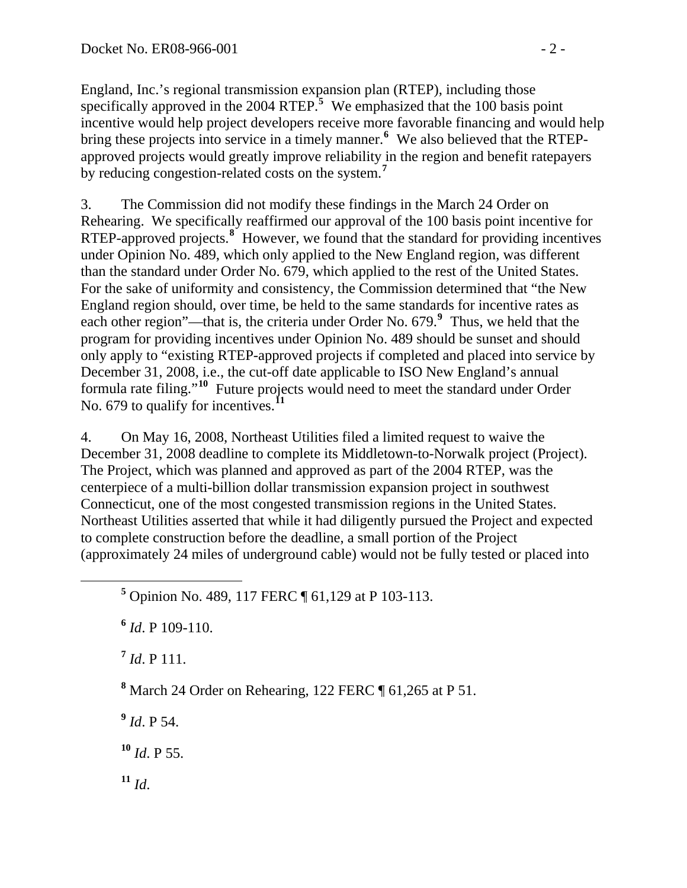England, Inc.'s regional transmission expansion plan (RTEP), including those specifically approved in the 2004 RTEP.[5] We emphasized that the 100 basis point incentive would help project developers receive more favorable financing and would help bring these projects into service in a timely manner.[6] We also believed that the RTEP-approved projects would greatly improve reliability in the region and benefit ratepayers by reducing congestion-related costs on the system.[7]

3. The Commission did not modify these findings in the March 24 Order on Rehearing. We specifically reaffirmed our approval of the 100 basis point incentive for RTEP-approved projects.[8] However, we found that the standard for providing incentives under Opinion No. 489, which only applied to the New England region, was different than the standard under Order No. 679, which applied to the rest of the United States. For the sake of uniformity and consistency, the Commission determined that "the New England region should, over time, be held to the same standards for incentive rates as each other region"—that is, the criteria under Order No. 679.[9] Thus, we held that the program for providing incentives under Opinion No. 489 should be sunset and should only apply to "existing RTEP-approved projects if completed and placed into service by December 31, 2008, i.e., the cut-off date applicable to ISO New England's annual formula rate filing."[10] Future projects would need to meet the standard under Order No. 679 to qualify for incentives.[11]

4. On May 16, 2008, Northeast Utilities filed a limited request to waive the December 31, 2008 deadline to complete its Middletown-to-Norwalk project (Project). The Project, which was planned and approved as part of the 2004 RTEP, was the centerpiece of a multi-billion dollar transmission expansion project in southwest Connecticut, one of the most congested transmission regions in the United States. Northeast Utilities asserted that while it had diligently pursued the Project and expected to complete construction before the deadline, a small portion of the Project (approximately 24 miles of underground cable) would not be fully tested or placed into

---

[5] Opinion No. 489, 117 FERC ¶ 61,129 at P 103-113.

[6] *Id*. P 109-110.

[7] *Id*. P 111.

[8] March 24 Order on Rehearing, 122 FERC ¶ 61,265 at P 51.

[9] *Id*. P 54.

[10] *Id*. P 55.

[11] *Id*.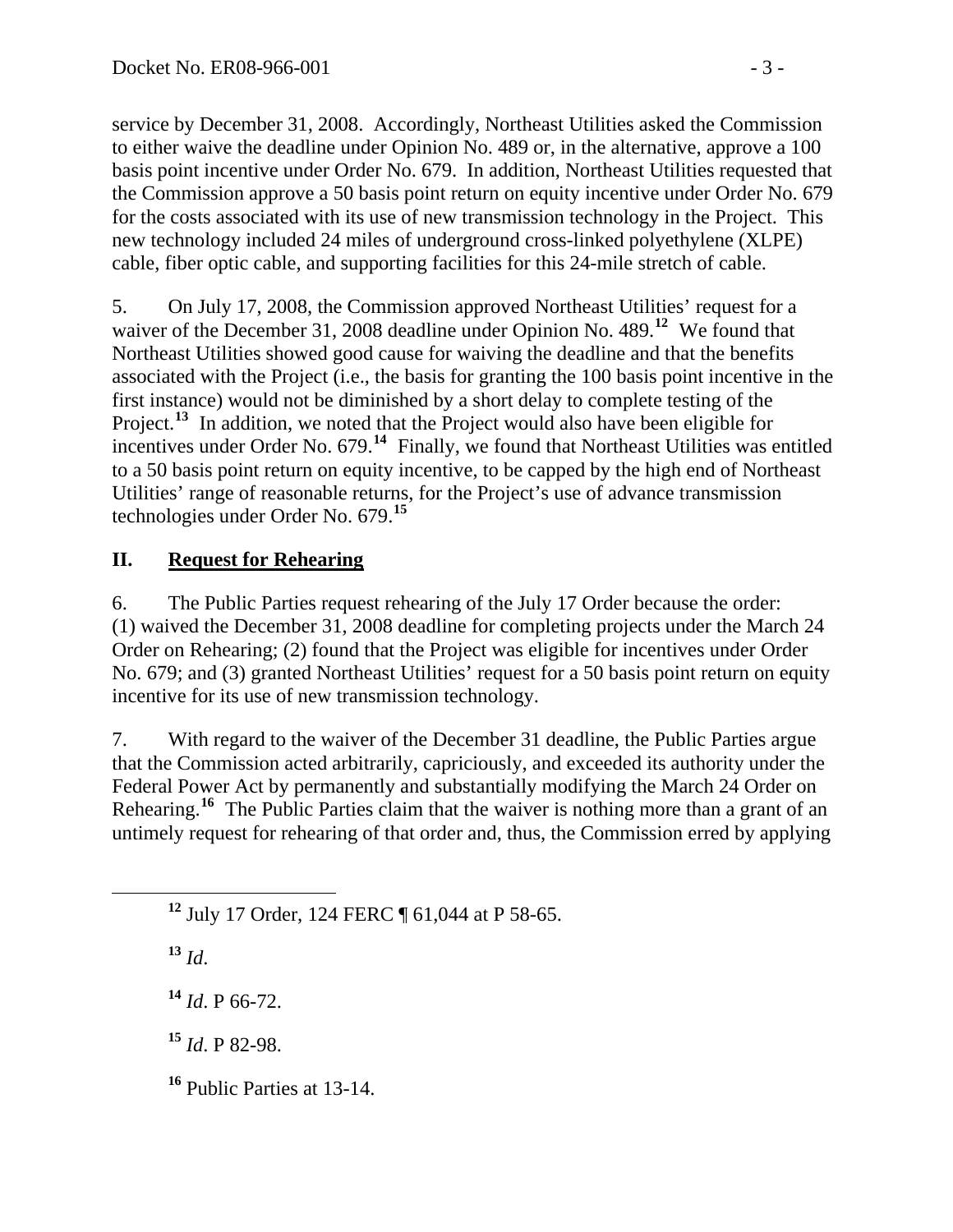service by December 31, 2008. Accordingly, Northeast Utilities asked the Commission to either waive the deadline under Opinion No. 489 or, in the alternative, approve a 100 basis point incentive under Order No. 679. In addition, Northeast Utilities requested that the Commission approve a 50 basis point return on equity incentive under Order No. 679 for the costs associated with its use of new transmission technology in the Project. This new technology included 24 miles of underground cross-linked polyethylene (XLPE) cable, fiber optic cable, and supporting facilities for this 24-mile stretch of cable.

5. On July 17, 2008, the Commission approved Northeast Utilities' request for a waiver of the December 31, 2008 deadline under Opinion No. 489.[12] We found that Northeast Utilities showed good cause for waiving the deadline and that the benefits associated with the Project (i.e., the basis for granting the 100 basis point incentive in the first instance) would not be diminished by a short delay to complete testing of the Project.[13] In addition, we noted that the Project would also have been eligible for incentives under Order No. 679.[14] Finally, we found that Northeast Utilities was entitled to a 50 basis point return on equity incentive, to be capped by the high end of Northeast Utilities' range of reasonable returns, for the Project's use of advance transmission technologies under Order No. 679.[15]

## II. Request for Rehearing

6. The Public Parties request rehearing of the July 17 Order because the order: (1) waived the December 31, 2008 deadline for completing projects under the March 24 Order on Rehearing; (2) found that the Project was eligible for incentives under Order No. 679; and (3) granted Northeast Utilities' request for a 50 basis point return on equity incentive for its use of new transmission technology.

7. With regard to the waiver of the December 31 deadline, the Public Parties argue that the Commission acted arbitrarily, capriciously, and exceeded its authority under the Federal Power Act by permanently and substantially modifying the March 24 Order on Rehearing.[16] The Public Parties claim that the waiver is nothing more than a grant of an untimely request for rehearing of that order and, thus, the Commission erred by applying

---

[12] July 17 Order, 124 FERC ¶ 61,044 at P 58-65.

[13] *Id*.

[14] *Id*. P 66-72.

[15] *Id*. P 82-98.

[16] Public Parties at 13-14.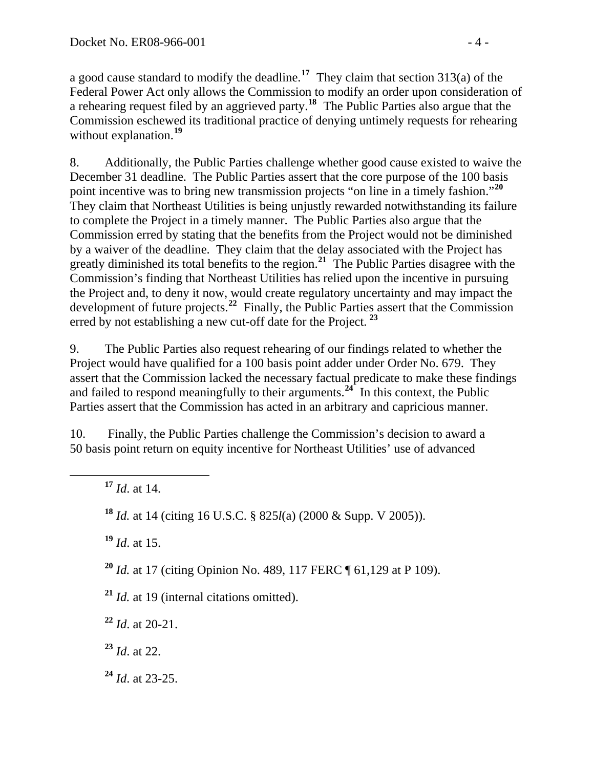a good cause standard to modify the deadline.[17] They claim that section 313(a) of the Federal Power Act only allows the Commission to modify an order upon consideration of a rehearing request filed by an aggrieved party.[18] The Public Parties also argue that the Commission eschewed its traditional practice of denying untimely requests for rehearing without explanation.[19]

8. Additionally, the Public Parties challenge whether good cause existed to waive the December 31 deadline. The Public Parties assert that the core purpose of the 100 basis point incentive was to bring new transmission projects "on line in a timely fashion."[20] They claim that Northeast Utilities is being unjustly rewarded notwithstanding its failure to complete the Project in a timely manner. The Public Parties also argue that the Commission erred by stating that the benefits from the Project would not be diminished by a waiver of the deadline. They claim that the delay associated with the Project has greatly diminished its total benefits to the region.[21] The Public Parties disagree with the Commission's finding that Northeast Utilities has relied upon the incentive in pursuing the Project and, to deny it now, would create regulatory uncertainty and may impact the development of future projects.[22] Finally, the Public Parties assert that the Commission erred by not establishing a new cut-off date for the Project.[23]

9. The Public Parties also request rehearing of our findings related to whether the Project would have qualified for a 100 basis point adder under Order No. 679. They assert that the Commission lacked the necessary factual predicate to make these findings and failed to respond meaningfully to their arguments.[24] In this context, the Public Parties assert that the Commission has acted in an arbitrary and capricious manner.

10. Finally, the Public Parties challenge the Commission's decision to award a 50 basis point return on equity incentive for Northeast Utilities' use of advanced

---

[17] *Id*. at 14.

[18] *Id.* at 14 (citing 16 U.S.C. § 825*l*(a) (2000 & Supp. V 2005)).

[19] *Id*. at 15.

[20] *Id.* at 17 (citing Opinion No. 489, 117 FERC ¶ 61,129 at P 109).

[21] *Id.* at 19 (internal citations omitted).

[22] *Id*. at 20-21.

[23] *Id*. at 22.

[24] *Id*. at 23-25.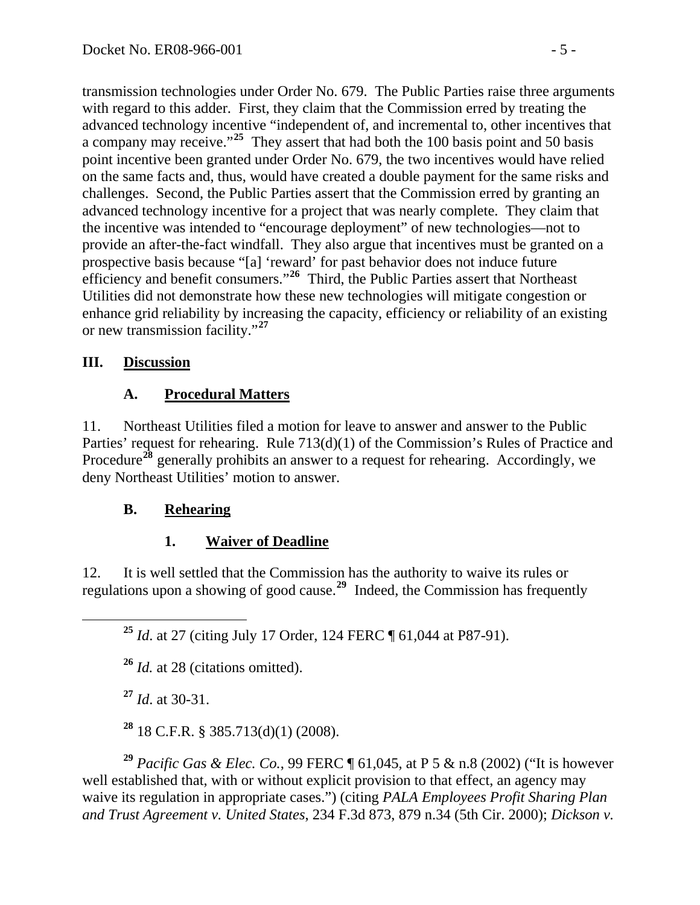transmission technologies under Order No. 679. The Public Parties raise three arguments with regard to this adder. First, they claim that the Commission erred by treating the advanced technology incentive "independent of, and incremental to, other incentives that a company may receive."[25] They assert that had both the 100 basis point and 50 basis point incentive been granted under Order No. 679, the two incentives would have relied on the same facts and, thus, would have created a double payment for the same risks and challenges. Second, the Public Parties assert that the Commission erred by granting an advanced technology incentive for a project that was nearly complete. They claim that the incentive was intended to "encourage deployment" of new technologies—not to provide an after-the-fact windfall. They also argue that incentives must be granted on a prospective basis because "[a] 'reward' for past behavior does not induce future efficiency and benefit consumers."[26] Third, the Public Parties assert that Northeast Utilities did not demonstrate how these new technologies will mitigate congestion or enhance grid reliability by increasing the capacity, efficiency or reliability of an existing or new transmission facility."[27]

## III. Discussion

### A. Procedural Matters

11. Northeast Utilities filed a motion for leave to answer and answer to the Public Parties' request for rehearing. Rule 713(d)(1) of the Commission's Rules of Practice and Procedure[28] generally prohibits an answer to a request for rehearing. Accordingly, we deny Northeast Utilities' motion to answer.

### B. Rehearing

#### 1. Waiver of Deadline

12. It is well settled that the Commission has the authority to waive its rules or regulations upon a showing of good cause.[29] Indeed, the Commission has frequently

---

[25] *Id*. at 27 (citing July 17 Order, 124 FERC ¶ 61,044 at P87-91).

[26] *Id.* at 28 (citations omitted).

[27] *Id*. at 30-31.

[28] 18 C.F.R. § 385.713(d)(1) (2008).

[29] *Pacific Gas & Elec. Co.*, 99 FERC ¶ 61,045, at P 5 & n.8 (2002) ("It is however well established that, with or without explicit provision to that effect, an agency may waive its regulation in appropriate cases.") (citing *PALA Employees Profit Sharing Plan and Trust Agreement v. United States*, 234 F.3d 873, 879 n.34 (5th Cir. 2000); *Dickson v.*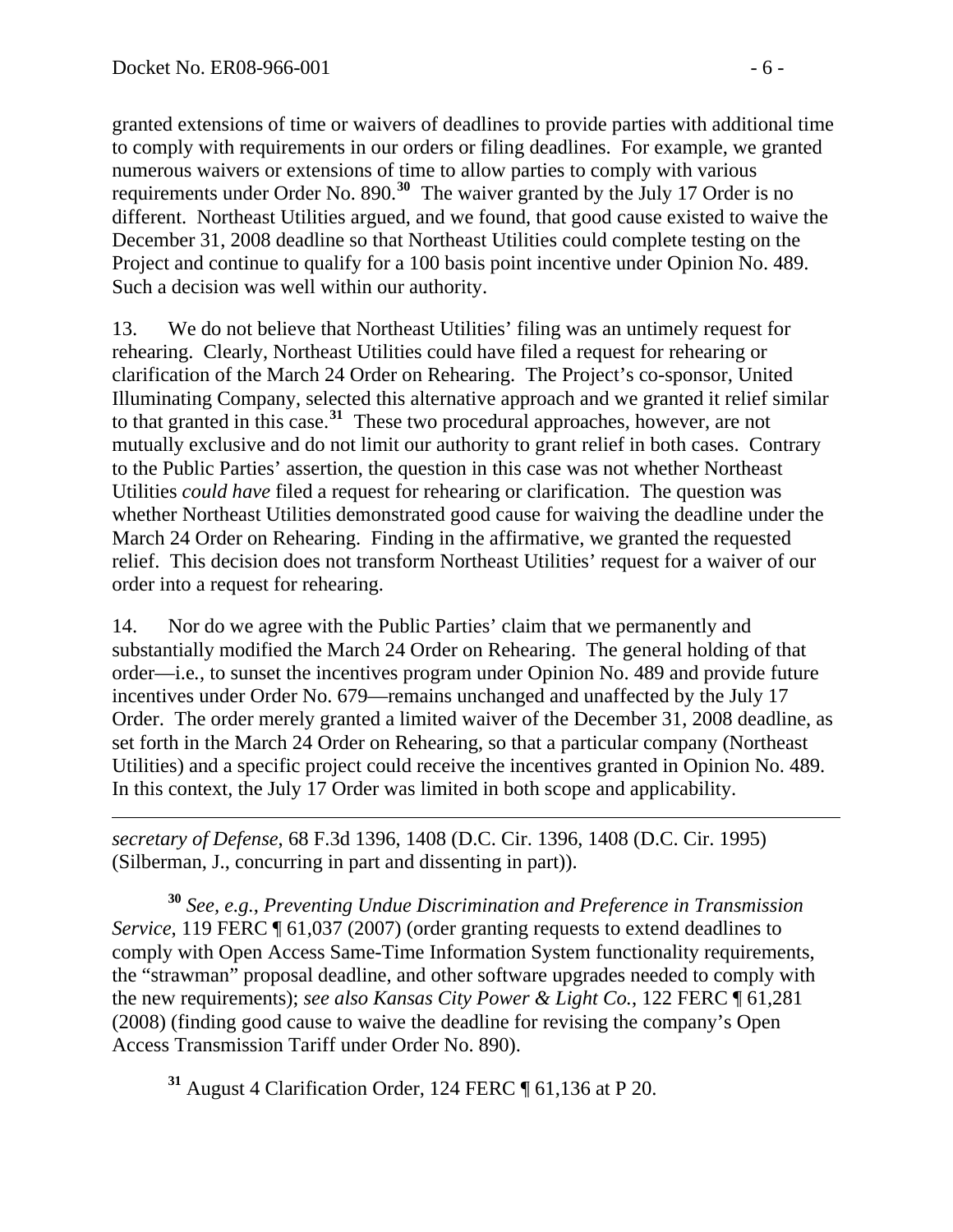granted extensions of time or waivers of deadlines to provide parties with additional time to comply with requirements in our orders or filing deadlines. For example, we granted numerous waivers or extensions of time to allow parties to comply with various requirements under Order No. 890.[30] The waiver granted by the July 17 Order is no different. Northeast Utilities argued, and we found, that good cause existed to waive the December 31, 2008 deadline so that Northeast Utilities could complete testing on the Project and continue to qualify for a 100 basis point incentive under Opinion No. 489. Such a decision was well within our authority.

13. We do not believe that Northeast Utilities' filing was an untimely request for rehearing. Clearly, Northeast Utilities could have filed a request for rehearing or clarification of the March 24 Order on Rehearing. The Project's co-sponsor, United Illuminating Company, selected this alternative approach and we granted it relief similar to that granted in this case.[31] These two procedural approaches, however, are not mutually exclusive and do not limit our authority to grant relief in both cases. Contrary to the Public Parties' assertion, the question in this case was not whether Northeast Utilities *could have* filed a request for rehearing or clarification. The question was whether Northeast Utilities demonstrated good cause for waiving the deadline under the March 24 Order on Rehearing. Finding in the affirmative, we granted the requested relief. This decision does not transform Northeast Utilities' request for a waiver of our order into a request for rehearing.

14. Nor do we agree with the Public Parties' claim that we permanently and substantially modified the March 24 Order on Rehearing. The general holding of that order—i.e., to sunset the incentives program under Opinion No. 489 and provide future incentives under Order No. 679—remains unchanged and unaffected by the July 17 Order. The order merely granted a limited waiver of the December 31, 2008 deadline, as set forth in the March 24 Order on Rehearing, so that a particular company (Northeast Utilities) and a specific project could receive the incentives granted in Opinion No. 489. In this context, the July 17 Order was limited in both scope and applicability.

---

*secretary of Defense*, 68 F.3d 1396, 1408 (D.C. Cir. 1396, 1408 (D.C. Cir. 1995) (Silberman, J., concurring in part and dissenting in part)).

[30] *See, e.g.*, *Preventing Undue Discrimination and Preference in Transmission Service*, 119 FERC ¶ 61,037 (2007) (order granting requests to extend deadlines to comply with Open Access Same-Time Information System functionality requirements, the "strawman" proposal deadline, and other software upgrades needed to comply with the new requirements); *see also Kansas City Power & Light Co.*, 122 FERC ¶ 61,281 (2008) (finding good cause to waive the deadline for revising the company's Open Access Transmission Tariff under Order No. 890).

[31] August 4 Clarification Order, 124 FERC ¶ 61,136 at P 20.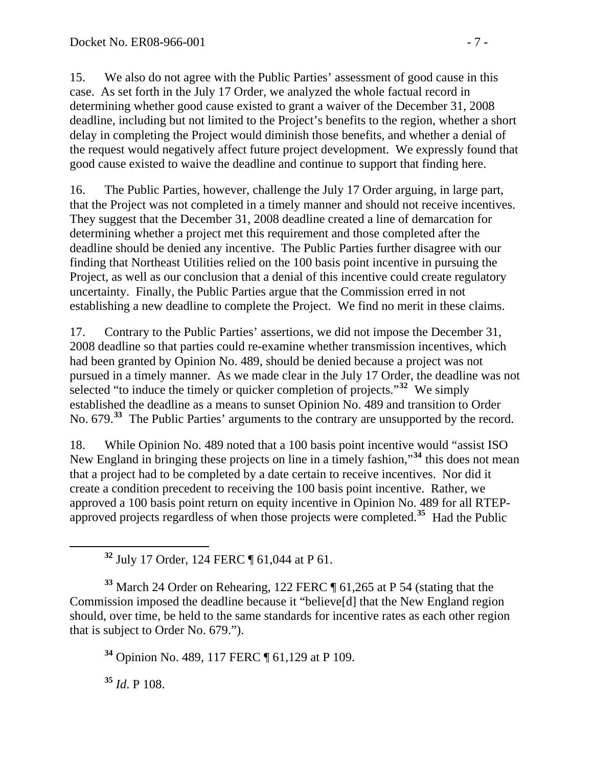15. We also do not agree with the Public Parties' assessment of good cause in this case. As set forth in the July 17 Order, we analyzed the whole factual record in determining whether good cause existed to grant a waiver of the December 31, 2008 deadline, including but not limited to the Project's benefits to the region, whether a short delay in completing the Project would diminish those benefits, and whether a denial of the request would negatively affect future project development. We expressly found that good cause existed to waive the deadline and continue to support that finding here.

16. The Public Parties, however, challenge the July 17 Order arguing, in large part, that the Project was not completed in a timely manner and should not receive incentives. They suggest that the December 31, 2008 deadline created a line of demarcation for determining whether a project met this requirement and those completed after the deadline should be denied any incentive. The Public Parties further disagree with our finding that Northeast Utilities relied on the 100 basis point incentive in pursuing the Project, as well as our conclusion that a denial of this incentive could create regulatory uncertainty. Finally, the Public Parties argue that the Commission erred in not establishing a new deadline to complete the Project. We find no merit in these claims.

17. Contrary to the Public Parties' assertions, we did not impose the December 31, 2008 deadline so that parties could re-examine whether transmission incentives, which had been granted by Opinion No. 489, should be denied because a project was not pursued in a timely manner. As we made clear in the July 17 Order, the deadline was not selected "to induce the timely or quicker completion of projects."[32] We simply established the deadline as a means to sunset Opinion No. 489 and transition to Order No. 679.[33] The Public Parties' arguments to the contrary are unsupported by the record.

18. While Opinion No. 489 noted that a 100 basis point incentive would "assist ISO New England in bringing these projects on line in a timely fashion,"[34] this does not mean that a project had to be completed by a date certain to receive incentives. Nor did it create a condition precedent to receiving the 100 basis point incentive. Rather, we approved a 100 basis point return on equity incentive in Opinion No. 489 for all RTEP-approved projects regardless of when those projects were completed.[35] Had the Public

---

[32] July 17 Order, 124 FERC ¶ 61,044 at P 61.

[33] March 24 Order on Rehearing, 122 FERC ¶ 61,265 at P 54 (stating that the Commission imposed the deadline because it "believe[d] that the New England region should, over time, be held to the same standards for incentive rates as each other region that is subject to Order No. 679.").

[34] Opinion No. 489, 117 FERC ¶ 61,129 at P 109.

[35] *Id*. P 108.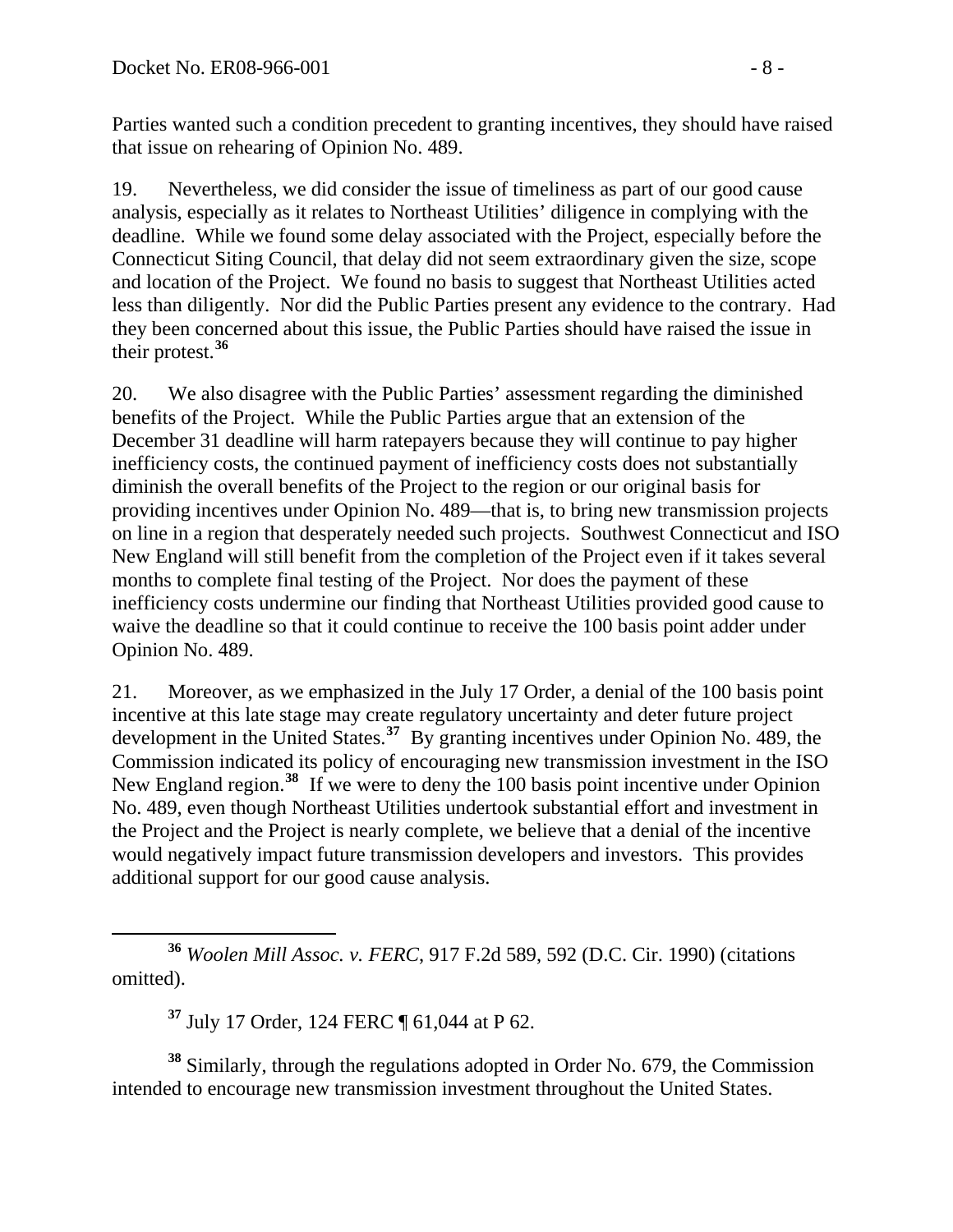Parties wanted such a condition precedent to granting incentives, they should have raised that issue on rehearing of Opinion No. 489.

19. Nevertheless, we did consider the issue of timeliness as part of our good cause analysis, especially as it relates to Northeast Utilities' diligence in complying with the deadline. While we found some delay associated with the Project, especially before the Connecticut Siting Council, that delay did not seem extraordinary given the size, scope and location of the Project. We found no basis to suggest that Northeast Utilities acted less than diligently. Nor did the Public Parties present any evidence to the contrary. Had they been concerned about this issue, the Public Parties should have raised the issue in their protest.[36]

20. We also disagree with the Public Parties' assessment regarding the diminished benefits of the Project. While the Public Parties argue that an extension of the December 31 deadline will harm ratepayers because they will continue to pay higher inefficiency costs, the continued payment of inefficiency costs does not substantially diminish the overall benefits of the Project to the region or our original basis for providing incentives under Opinion No. 489—that is, to bring new transmission projects on line in a region that desperately needed such projects. Southwest Connecticut and ISO New England will still benefit from the completion of the Project even if it takes several months to complete final testing of the Project. Nor does the payment of these inefficiency costs undermine our finding that Northeast Utilities provided good cause to waive the deadline so that it could continue to receive the 100 basis point adder under Opinion No. 489.

21. Moreover, as we emphasized in the July 17 Order, a denial of the 100 basis point incentive at this late stage may create regulatory uncertainty and deter future project development in the United States.[37] By granting incentives under Opinion No. 489, the Commission indicated its policy of encouraging new transmission investment in the ISO New England region.[38] If we were to deny the 100 basis point incentive under Opinion No. 489, even though Northeast Utilities undertook substantial effort and investment in the Project and the Project is nearly complete, we believe that a denial of the incentive would negatively impact future transmission developers and investors. This provides additional support for our good cause analysis.

---

[36] *Woolen Mill Assoc. v. FERC*, 917 F.2d 589, 592 (D.C. Cir. 1990) (citations omitted).

[37] July 17 Order, 124 FERC ¶ 61,044 at P 62.

[38] Similarly, through the regulations adopted in Order No. 679, the Commission intended to encourage new transmission investment throughout the United States.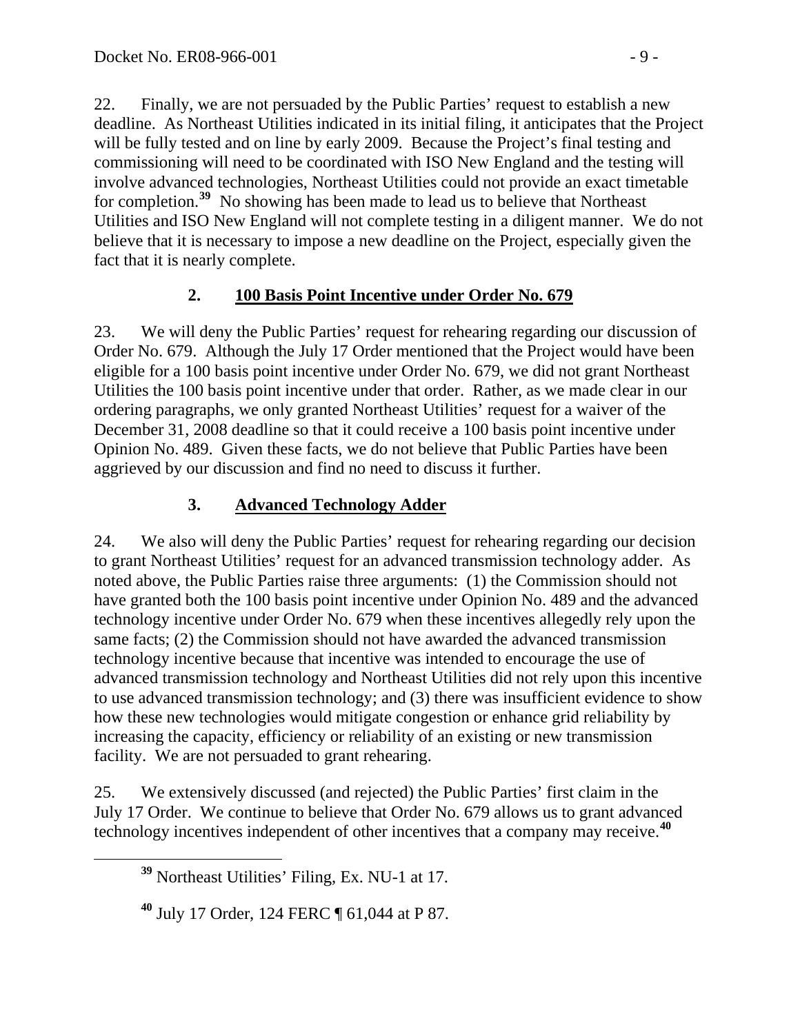22. Finally, we are not persuaded by the Public Parties' request to establish a new deadline. As Northeast Utilities indicated in its initial filing, it anticipates that the Project will be fully tested and on line by early 2009. Because the Project's final testing and commissioning will need to be coordinated with ISO New England and the testing will involve advanced technologies, Northeast Utilities could not provide an exact timetable for completion.[39] No showing has been made to lead us to believe that Northeast Utilities and ISO New England will not complete testing in a diligent manner. We do not believe that it is necessary to impose a new deadline on the Project, especially given the fact that it is nearly complete.

### 2. 100 Basis Point Incentive under Order No. 679

23. We will deny the Public Parties' request for rehearing regarding our discussion of Order No. 679. Although the July 17 Order mentioned that the Project would have been eligible for a 100 basis point incentive under Order No. 679, we did not grant Northeast Utilities the 100 basis point incentive under that order. Rather, as we made clear in our ordering paragraphs, we only granted Northeast Utilities' request for a waiver of the December 31, 2008 deadline so that it could receive a 100 basis point incentive under Opinion No. 489. Given these facts, we do not believe that Public Parties have been aggrieved by our discussion and find no need to discuss it further.

### 3. Advanced Technology Adder

24. We also will deny the Public Parties' request for rehearing regarding our decision to grant Northeast Utilities' request for an advanced transmission technology adder. As noted above, the Public Parties raise three arguments: (1) the Commission should not have granted both the 100 basis point incentive under Opinion No. 489 and the advanced technology incentive under Order No. 679 when these incentives allegedly rely upon the same facts; (2) the Commission should not have awarded the advanced transmission technology incentive because that incentive was intended to encourage the use of advanced transmission technology and Northeast Utilities did not rely upon this incentive to use advanced transmission technology; and (3) there was insufficient evidence to show how these new technologies would mitigate congestion or enhance grid reliability by increasing the capacity, efficiency or reliability of an existing or new transmission facility. We are not persuaded to grant rehearing.

25. We extensively discussed (and rejected) the Public Parties' first claim in the July 17 Order. We continue to believe that Order No. 679 allows us to grant advanced technology incentives independent of other incentives that a company may receive.[40]

[39] Northeast Utilities' Filing, Ex. NU-1 at 17.

[40] July 17 Order, 124 FERC ¶ 61,044 at P 87.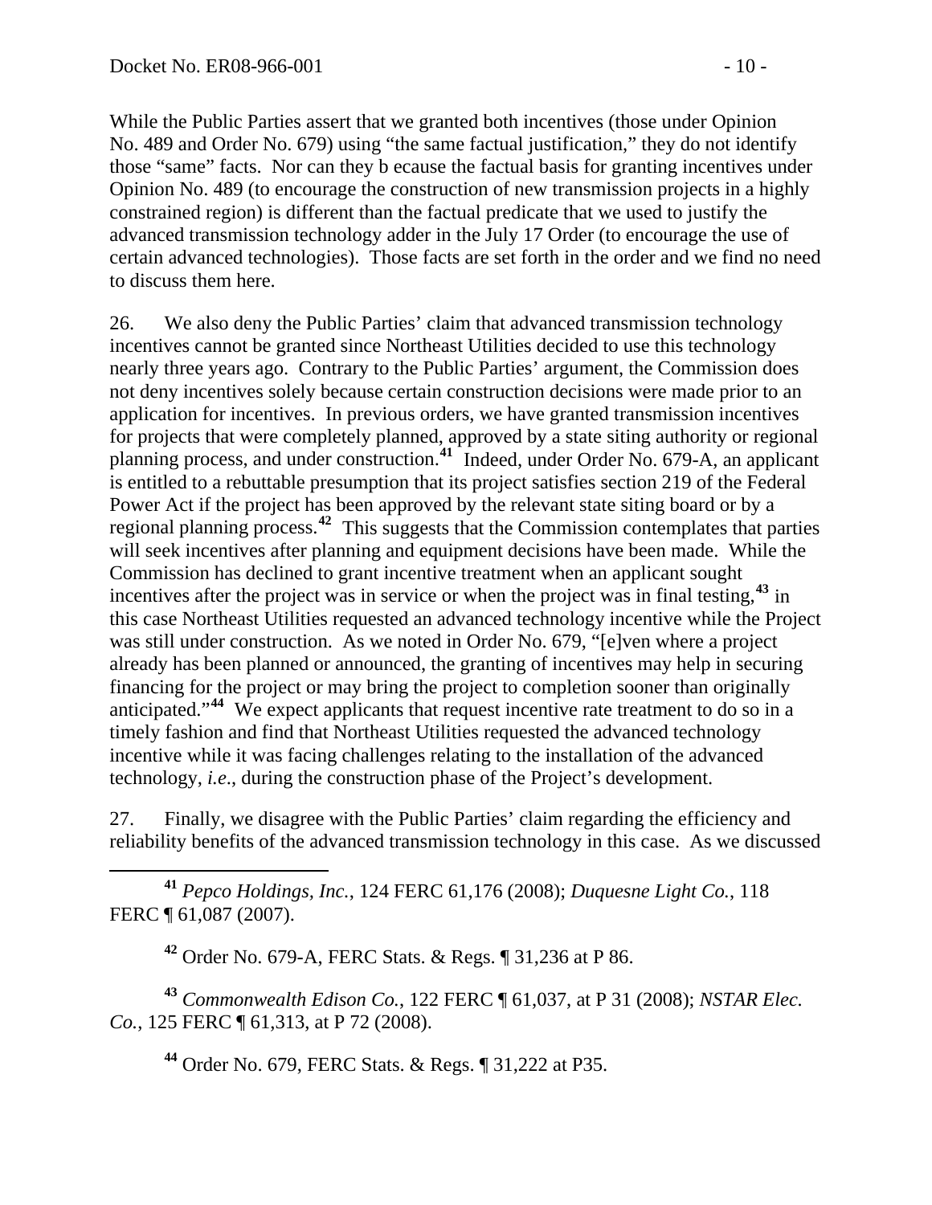While the Public Parties assert that we granted both incentives (those under Opinion No. 489 and Order No. 679) using "the same factual justification," they do not identify those "same" facts. Nor can they b ecause the factual basis for granting incentives under Opinion No. 489 (to encourage the construction of new transmission projects in a highly constrained region) is different than the factual predicate that we used to justify the advanced transmission technology adder in the July 17 Order (to encourage the use of certain advanced technologies). Those facts are set forth in the order and we find no need to discuss them here.

26. We also deny the Public Parties' claim that advanced transmission technology incentives cannot be granted since Northeast Utilities decided to use this technology nearly three years ago. Contrary to the Public Parties' argument, the Commission does not deny incentives solely because certain construction decisions were made prior to an application for incentives. In previous orders, we have granted transmission incentives for projects that were completely planned, approved by a state siting authority or regional planning process, and under construction.[41] Indeed, under Order No. 679-A, an applicant is entitled to a rebuttable presumption that its project satisfies section 219 of the Federal Power Act if the project has been approved by the relevant state siting board or by a regional planning process.[42] This suggests that the Commission contemplates that parties will seek incentives after planning and equipment decisions have been made. While the Commission has declined to grant incentive treatment when an applicant sought incentives after the project was in service or when the project was in final testing,[43] in this case Northeast Utilities requested an advanced technology incentive while the Project was still under construction. As we noted in Order No. 679, "[e]ven where a project already has been planned or announced, the granting of incentives may help in securing financing for the project or may bring the project to completion sooner than originally anticipated."[44] We expect applicants that request incentive rate treatment to do so in a timely fashion and find that Northeast Utilities requested the advanced technology incentive while it was facing challenges relating to the installation of the advanced technology, *i.e*., during the construction phase of the Project's development.

27. Finally, we disagree with the Public Parties' claim regarding the efficiency and reliability benefits of the advanced transmission technology in this case. As we discussed

---

[41] *Pepco Holdings, Inc.*, 124 FERC 61,176 (2008); *Duquesne Light Co.*, 118 FERC ¶ 61,087 (2007).

[42] Order No. 679-A, FERC Stats. & Regs. ¶ 31,236 at P 86.

[43] *Commonwealth Edison Co.*, 122 FERC ¶ 61,037, at P 31 (2008); *NSTAR Elec. Co.*, 125 FERC ¶ 61,313, at P 72 (2008).

[44] Order No. 679, FERC Stats. & Regs. ¶ 31,222 at P35.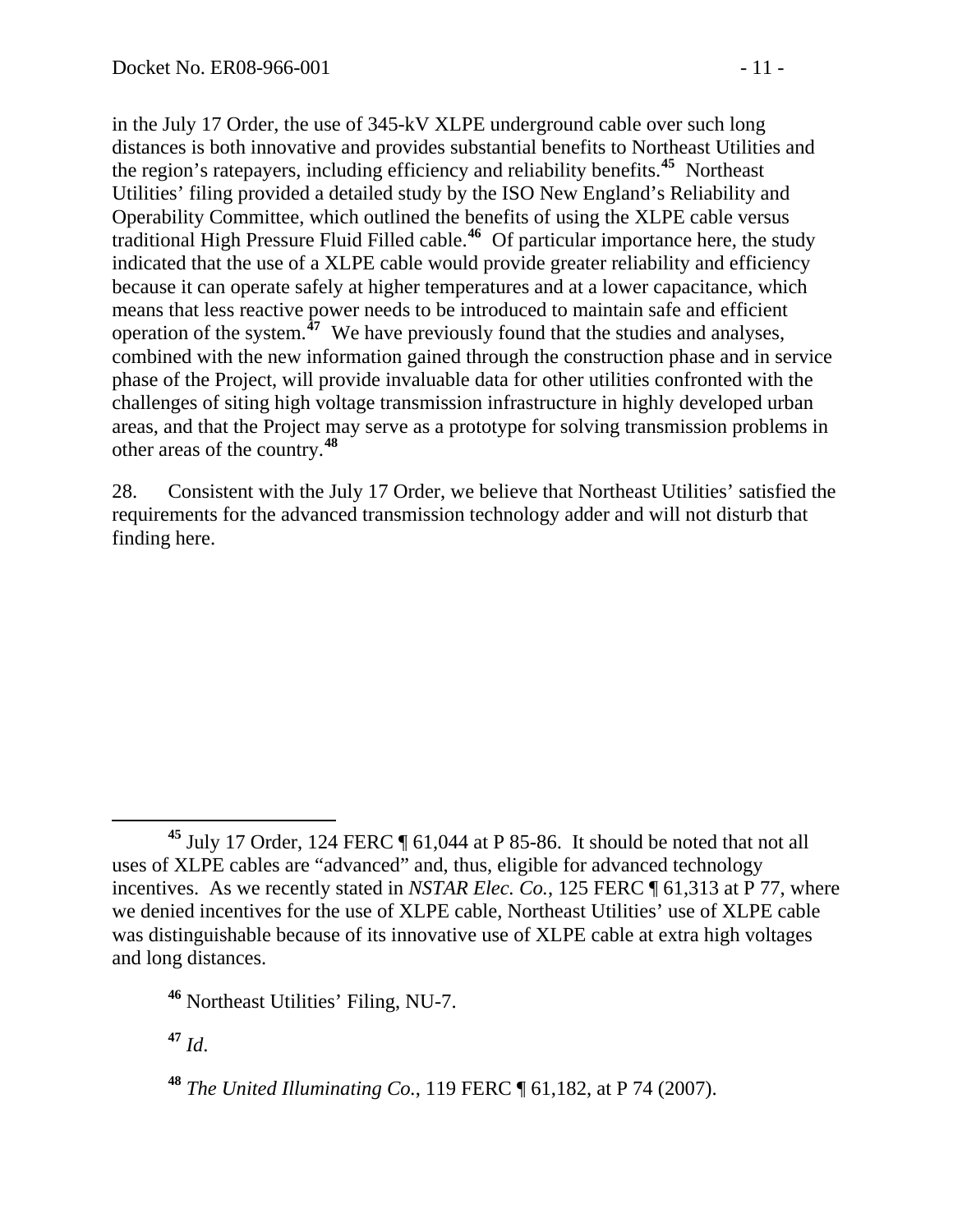in the July 17 Order, the use of 345-kV XLPE underground cable over such long distances is both innovative and provides substantial benefits to Northeast Utilities and the region's ratepayers, including efficiency and reliability benefits.[45] Northeast Utilities' filing provided a detailed study by the ISO New England's Reliability and Operability Committee, which outlined the benefits of using the XLPE cable versus traditional High Pressure Fluid Filled cable.[46] Of particular importance here, the study indicated that the use of a XLPE cable would provide greater reliability and efficiency because it can operate safely at higher temperatures and at a lower capacitance, which means that less reactive power needs to be introduced to maintain safe and efficient operation of the system.[47] We have previously found that the studies and analyses, combined with the new information gained through the construction phase and in service phase of the Project, will provide invaluable data for other utilities confronted with the challenges of siting high voltage transmission infrastructure in highly developed urban areas, and that the Project may serve as a prototype for solving transmission problems in other areas of the country.[48]

28. Consistent with the July 17 Order, we believe that Northeast Utilities' satisfied the requirements for the advanced transmission technology adder and will not disturb that finding here.

---

[45] July 17 Order, 124 FERC ¶ 61,044 at P 85-86. It should be noted that not all uses of XLPE cables are "advanced" and, thus, eligible for advanced technology incentives. As we recently stated in *NSTAR Elec. Co.*, 125 FERC ¶ 61,313 at P 77, where we denied incentives for the use of XLPE cable, Northeast Utilities' use of XLPE cable was distinguishable because of its innovative use of XLPE cable at extra high voltages and long distances.

[46] Northeast Utilities' Filing, NU-7.

[47] *Id*.

[48] *The United Illuminating Co.*, 119 FERC ¶ 61,182, at P 74 (2007).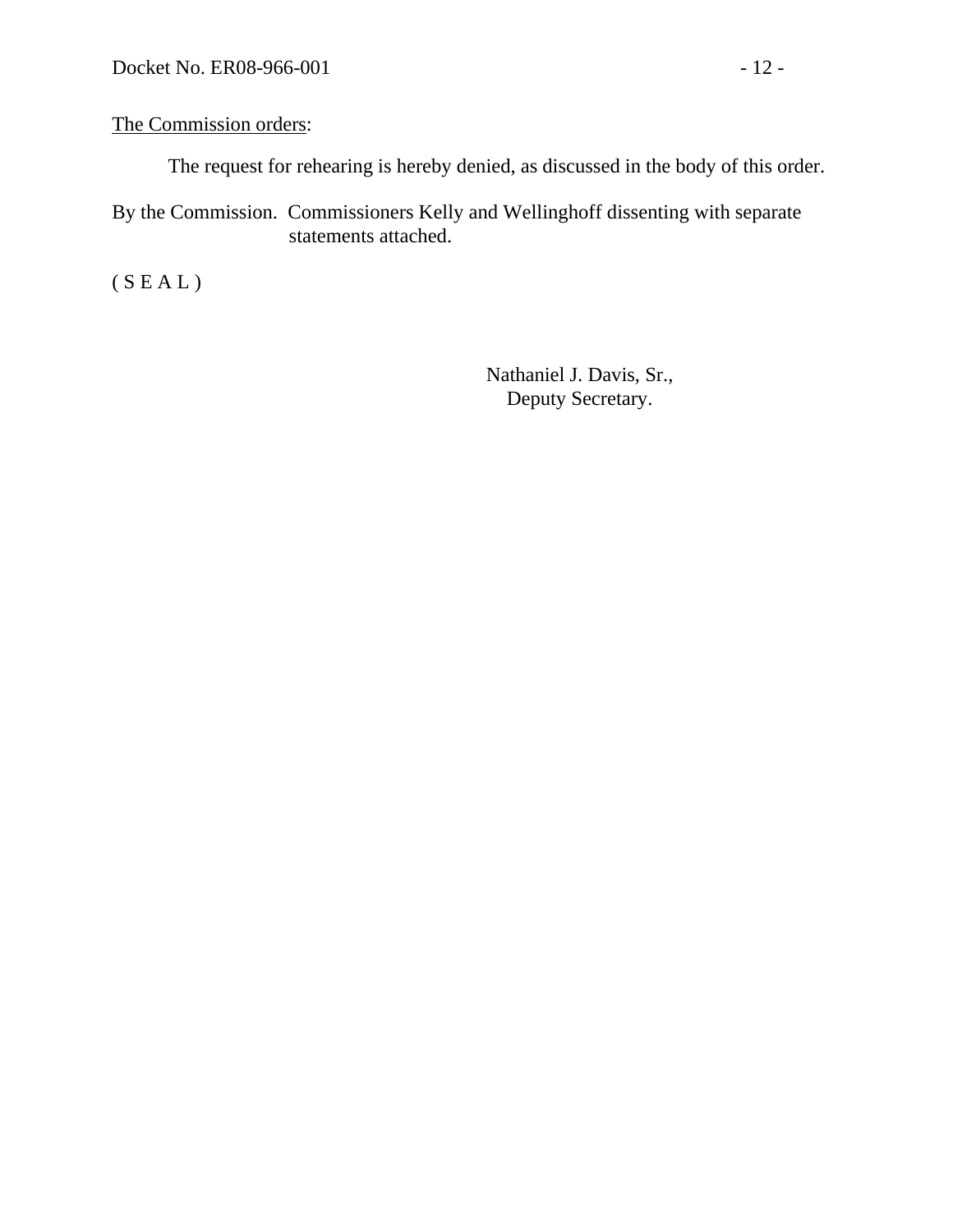<u>The Commission orders</u>:

The request for rehearing is hereby denied, as discussed in the body of this order.

By the Commission. Commissioners Kelly and Wellinghoff dissenting with separate statements attached.

( S E A L )

Nathaniel J. Davis, Sr.,
Deputy Secretary.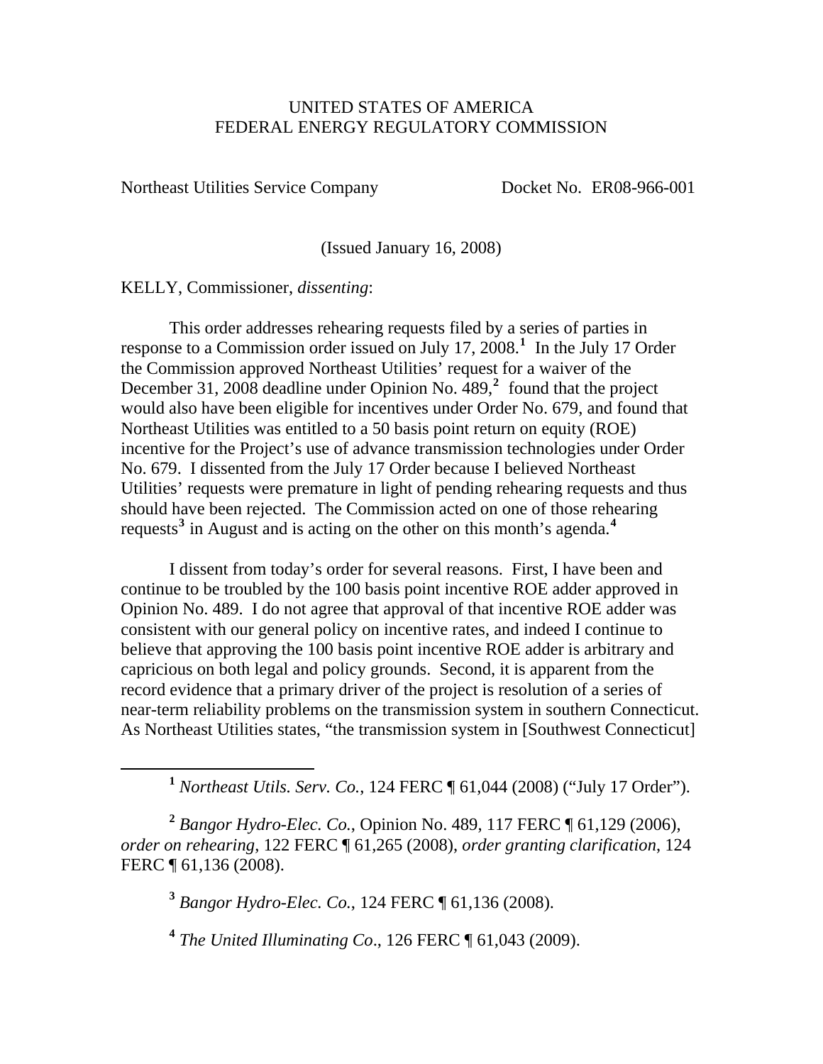UNITED STATES OF AMERICA
FEDERAL ENERGY REGULATORY COMMISSION

Northeast Utilities Service Company Docket No. ER08-966-001

(Issued January 16, 2008)

KELLY, Commissioner, *dissenting*:

This order addresses rehearing requests filed by a series of parties in response to a Commission order issued on July 17, 2008.[1] In the July 17 Order the Commission approved Northeast Utilities' request for a waiver of the December 31, 2008 deadline under Opinion No. 489,[2] found that the project would also have been eligible for incentives under Order No. 679, and found that Northeast Utilities was entitled to a 50 basis point return on equity (ROE) incentive for the Project's use of advance transmission technologies under Order No. 679. I dissented from the July 17 Order because I believed Northeast Utilities' requests were premature in light of pending rehearing requests and thus should have been rejected. The Commission acted on one of those rehearing requests[3] in August and is acting on the other on this month's agenda.[4]

I dissent from today's order for several reasons. First, I have been and continue to be troubled by the 100 basis point incentive ROE adder approved in Opinion No. 489. I do not agree that approval of that incentive ROE adder was consistent with our general policy on incentive rates, and indeed I continue to believe that approving the 100 basis point incentive ROE adder is arbitrary and capricious on both legal and policy grounds. Second, it is apparent from the record evidence that a primary driver of the project is resolution of a series of near-term reliability problems on the transmission system in southern Connecticut. As Northeast Utilities states, "the transmission system in [Southwest Connecticut]

---

[1] *Northeast Utils. Serv. Co.*, 124 FERC ¶ 61,044 (2008) ("July 17 Order").

[2] *Bangor Hydro-Elec. Co.*, Opinion No. 489, 117 FERC ¶ 61,129 (2006), *order on rehearing*, 122 FERC ¶ 61,265 (2008), *order granting clarification*, 124 FERC ¶ 61,136 (2008).

[3] *Bangor Hydro-Elec. Co.*, 124 FERC ¶ 61,136 (2008).

[4] *The United Illuminating Co*., 126 FERC ¶ 61,043 (2009).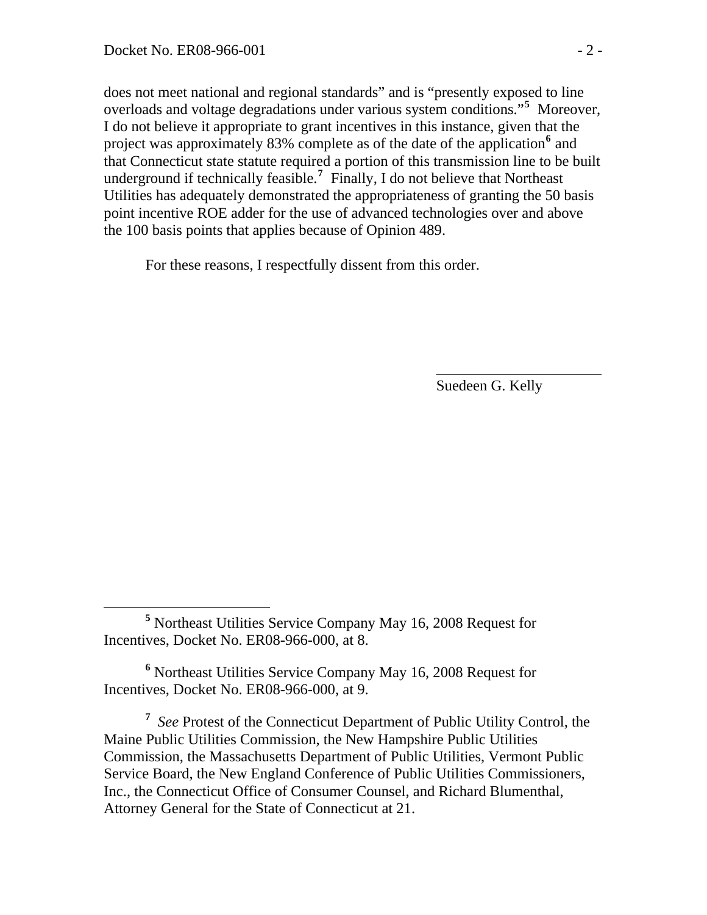does not meet national and regional standards" and is "presently exposed to line overloads and voltage degradations under various system conditions."[5] Moreover, I do not believe it appropriate to grant incentives in this instance, given that the project was approximately 83% complete as of the date of the application[6] and that Connecticut state statute required a portion of this transmission line to be built underground if technically feasible.[7] Finally, I do not believe that Northeast Utilities has adequately demonstrated the appropriateness of granting the 50 basis point incentive ROE adder for the use of advanced technologies over and above the 100 basis points that applies because of Opinion 489.

For these reasons, I respectfully dissent from this order.

______________________
Suedeen G. Kelly

---

[5] Northeast Utilities Service Company May 16, 2008 Request for Incentives, Docket No. ER08-966-000, at 8.

[6] Northeast Utilities Service Company May 16, 2008 Request for Incentives, Docket No. ER08-966-000, at 9.

[7] *See* Protest of the Connecticut Department of Public Utility Control, the Maine Public Utilities Commission, the New Hampshire Public Utilities Commission, the Massachusetts Department of Public Utilities, Vermont Public Service Board, the New England Conference of Public Utilities Commissioners, Inc., the Connecticut Office of Consumer Counsel, and Richard Blumenthal, Attorney General for the State of Connecticut at 21.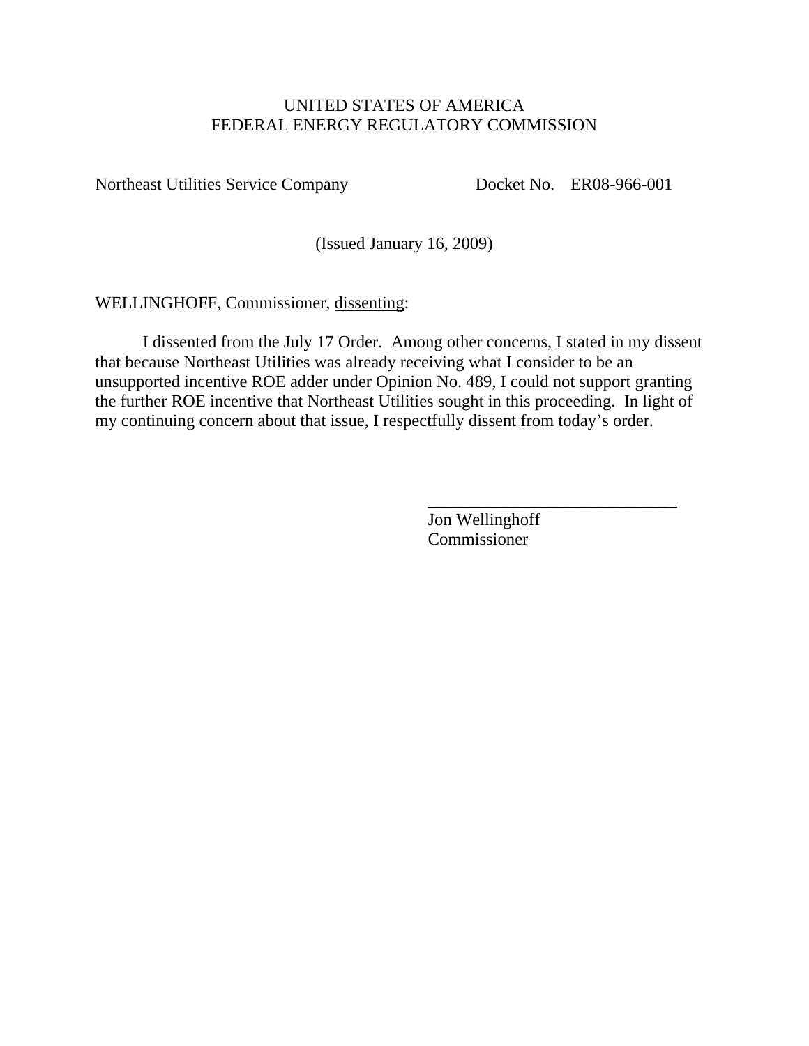UNITED STATES OF AMERICA
FEDERAL ENERGY REGULATORY COMMISSION

Northeast Utilities Service Company Docket No. ER08-966-001

(Issued January 16, 2009)

WELLINGHOFF, Commissioner, dissenting:

I dissented from the July 17 Order. Among other concerns, I stated in my dissent that because Northeast Utilities was already receiving what I consider to be an unsupported incentive ROE adder under Opinion No. 489, I could not support granting the further ROE incentive that Northeast Utilities sought in this proceeding. In light of my continuing concern about that issue, I respectfully dissent from today's order.

______________________________
Jon Wellinghoff
Commissioner